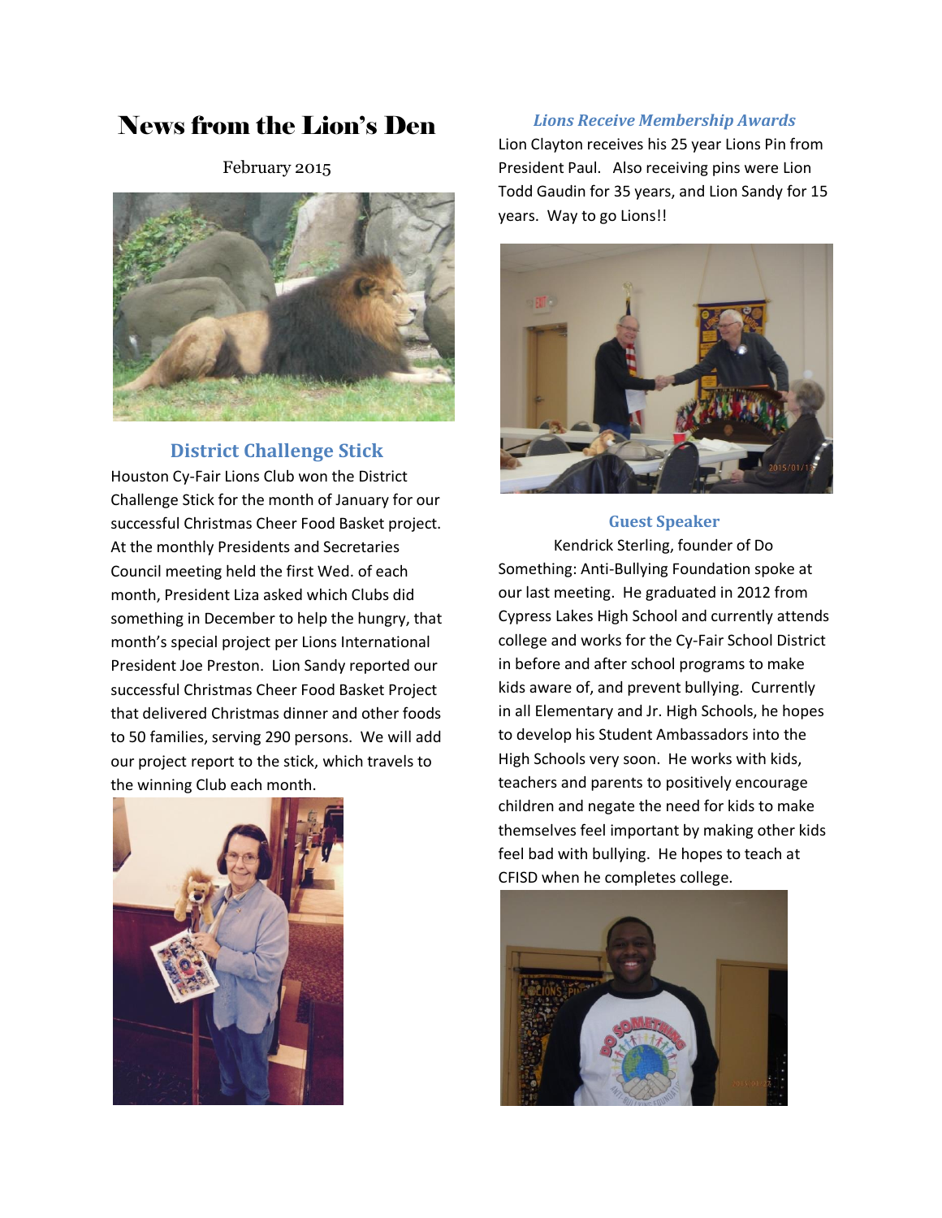# News from the Lion's Den

February 2015

## District Challenge Stick

Houston Cy-Fair Lions Club won the District Challenge Stick for the month of January for our successful Christmas Cheer Food Basket project. At the monthly Presidents and Secretaries Council meeting held the first Wed. of each month, President Liza asked which Clubs did something in December to help the hungry, that month's special project per Lions International President Joe Preston. Lion Sandy reported our successful Christmas Cheer Food Basket Project that delivered Christmas dinner and other foods to 50 families, serving 290 persons. We will add our project report to the stick, which travels to the winning Club each month.

### *Lions Receive Membership Awards*

Lion Clayton receives his 25 year Lions Pin from President Paul. Also receiving pins were Lion Todd Gaudin for 35 years, and Lion Sandy for 15 years. Way to go Lions!!

## Guest Speaker

Kendrick Sterling, founder of Do Something: Anti-Bullying Foundation spoke at our last meeting. He graduated in 2012 from Cypress Lakes High School and currently attends college and works for the Cy-Fair School District in before and after school programs to make kids aware of, and prevent bullying. Currently in all Elementary and Jr. High Schools, he hopes to develop his Student Ambassadors into the High Schools very soon. He works with kids, teachers and parents to positively encourage children and negate the need for kids to make themselves feel important by making other kids feel bad with bullying. He hopes to teach at CFISD when he completes college.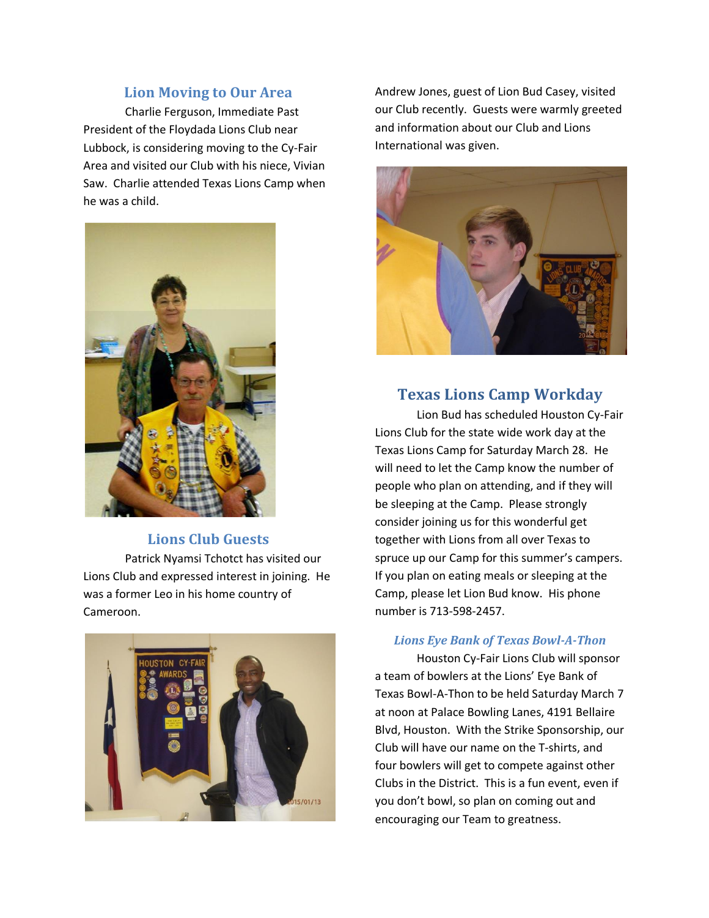## Lion Moving to Our Area

Charlie Ferguson, Immediate Past President of the Floydada Lions Club near Lubbock, is considering moving to the Cy-Fair Area and visited our Club with his niece, Vivian Saw. Charlie attended Texas Lions Camp when he was a child.

## Lions Club Guests

Patrick Nyamsi Tchotct has visited our Lions Club and expressed interest in joining. He was a former Leo in his home country of Cameroon.

Andrew Jones, guest of Lion Bud Casey, visited our Club recently. Guests were warmly greeted and information about our Club and Lions International was given.

## Texas Lions Camp Workday

Lion Bud has scheduled Houston Cy-Fair Lions Club for the state wide work day at the Texas Lions Camp for Saturday March 28. He will need to let the Camp know the number of people who plan on attending, and if they will be sleeping at the Camp. Please strongly consider joining us for this wonderful get together with Lions from all over Texas to spruce up our Camp for this summer's campers. If you plan on eating meals or sleeping at the Camp, please let Lion Bud know. His phone number is 713-598-2457.

### *Lions Eye Bank of Texas Bowl-A-Thon*

Houston Cy-Fair Lions Club will sponsor a team of bowlers at the Lions' Eye Bank of Texas Bowl-A-Thon to be held Saturday March 7 at noon at Palace Bowling Lanes, 4191 Bellaire Blvd, Houston. With the Strike Sponsorship, our Club will have our name on the T-shirts, and four bowlers will get to compete against other Clubs in the District. This is a fun event, even if you don't bowl, so plan on coming out and encouraging our Team to greatness.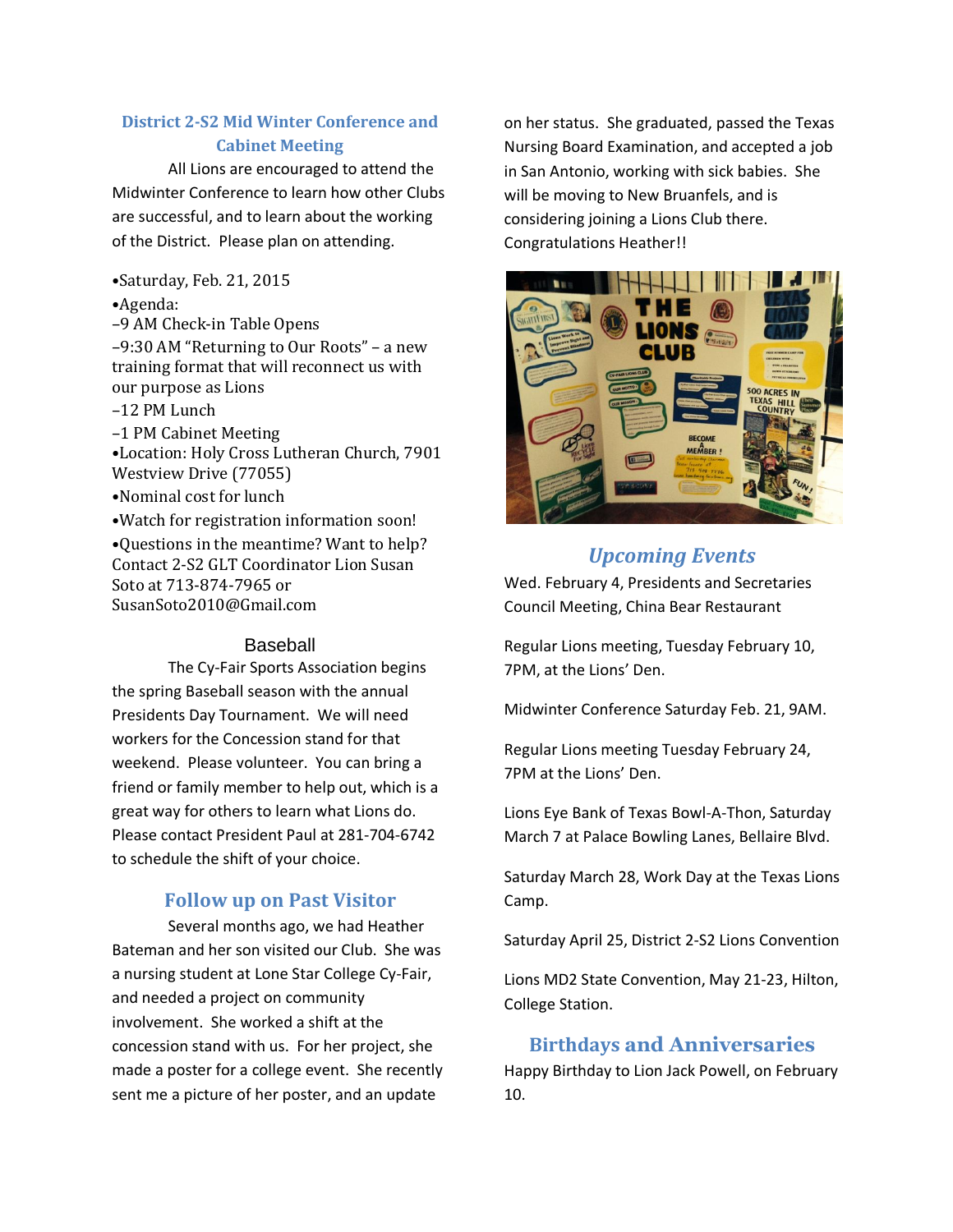## District 2-S2 Mid Winter Conference and Cabinet Meeting

All Lions are encouraged to attend the Midwinter Conference to learn how other Clubs are successful, and to learn about the working of the District. Please plan on attending.

•Saturday, Feb. 21, 2015
•Agenda:
–9 AM Check-in Table Opens
–9:30 AM "Returning to Our Roots" – a new training format that will reconnect us with our purpose as Lions
–12 PM Lunch
–1 PM Cabinet Meeting
•Location: Holy Cross Lutheran Church, 7901 Westview Drive (77055)
•Nominal cost for lunch
•Watch for registration information soon!
•Questions in the meantime? Want to help? Contact 2-S2 GLT Coordinator Lion Susan Soto at 713-874-7965 or SusanSoto2010@Gmail.com

## Baseball

The Cy-Fair Sports Association begins the spring Baseball season with the annual Presidents Day Tournament. We will need workers for the Concession stand for that weekend. Please volunteer. You can bring a friend or family member to help out, which is a great way for others to learn what Lions do. Please contact President Paul at 281-704-6742 to schedule the shift of your choice.

## Follow up on Past Visitor

Several months ago, we had Heather Bateman and her son visited our Club. She was a nursing student at Lone Star College Cy-Fair, and needed a project on community involvement. She worked a shift at the concession stand with us. For her project, she made a poster for a college event. She recently sent me a picture of her poster, and an update on her status. She graduated, passed the Texas Nursing Board Examination, and accepted a job in San Antonio, working with sick babies. She will be moving to New Bruanfels, and is considering joining a Lions Club there. Congratulations Heather!!

## *Upcoming Events*

Wed. February 4, Presidents and Secretaries Council Meeting, China Bear Restaurant

Regular Lions meeting, Tuesday February 10, 7PM, at the Lions' Den.

Midwinter Conference Saturday Feb. 21, 9AM.

Regular Lions meeting Tuesday February 24, 7PM at the Lions' Den.

Lions Eye Bank of Texas Bowl-A-Thon, Saturday March 7 at Palace Bowling Lanes, Bellaire Blvd.

Saturday March 28, Work Day at the Texas Lions Camp.

Saturday April 25, District 2-S2 Lions Convention

Lions MD2 State Convention, May 21-23, Hilton, College Station.

## Birthdays and Anniversaries

Happy Birthday to Lion Jack Powell, on February 10.